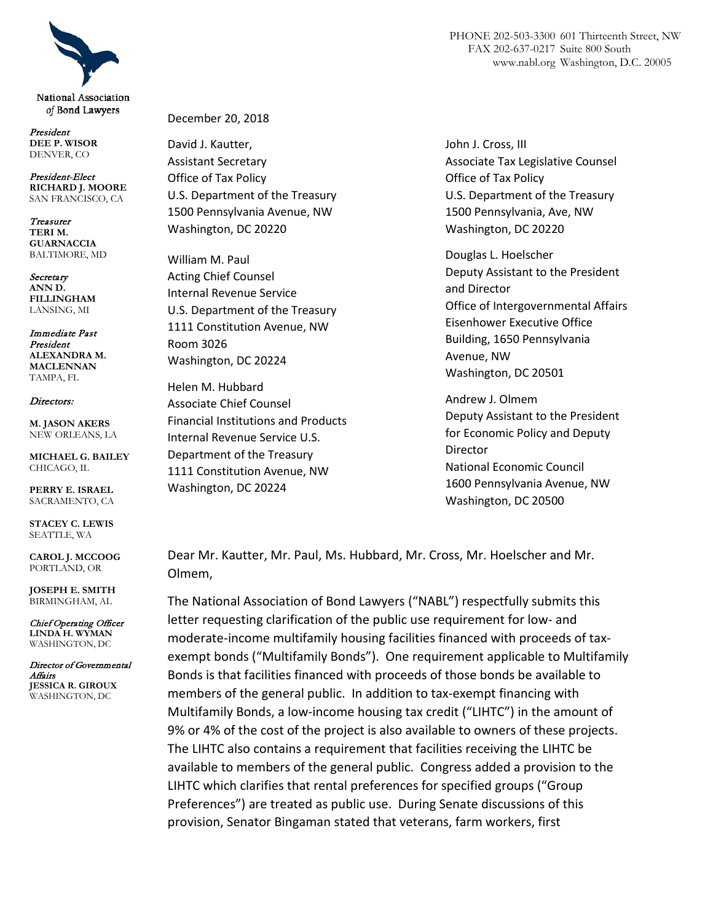National Association *of* Bond Lawyers

*President*
**DEE P. WISOR**
DENVER, CO

*President-Elect*
**RICHARD J. MOORE**
SAN FRANCISCO, CA

*Treasurer*
**TERI M. GUARNACCIA**
BALTIMORE, MD

*Secretary*
**ANN D. FILLINGHAM**
LANSING, MI

*Immediate Past President*
**ALEXANDRA M. MACLENNAN**
TAMPA, FL

*Directors:*

**M. JASON AKERS**
NEW ORLEANS, LA

**MICHAEL G. BAILEY**
CHICAGO, IL

**PERRY E. ISRAEL**
SACRAMENTO, CA

**STACEY C. LEWIS**
SEATTLE, WA

**CAROL J. MCCOOG**
PORTLAND, OR

**JOSEPH E. SMITH**
BIRMINGHAM, AL

*Chief Operating Officer*
**LINDA H. WYMAN**
WASHINGTON, DC

*Director of Governmental Affairs*
**JESSICA R. GIROUX**
WASHINGTON, DC

PHONE 202-503-3300 601 Thirteenth Street, NW
FAX 202-637-0217 Suite 800 South
www.nabl.org Washington, D.C. 20005

December 20, 2018

David J. Kautter,
Assistant Secretary
Office of Tax Policy
U.S. Department of the Treasury
1500 Pennsylvania Avenue, NW
Washington, DC 20220

William M. Paul
Acting Chief Counsel
Internal Revenue Service
U.S. Department of the Treasury
1111 Constitution Avenue, NW
Room 3026
Washington, DC 20224

Helen M. Hubbard
Associate Chief Counsel
Financial Institutions and Products
Internal Revenue Service U.S.
Department of the Treasury
1111 Constitution Avenue, NW
Washington, DC 20224

John J. Cross, III
Associate Tax Legislative Counsel
Office of Tax Policy
U.S. Department of the Treasury
1500 Pennsylvania, Ave, NW
Washington, DC 20220

Douglas L. Hoelscher
Deputy Assistant to the President
and Director
Office of Intergovernmental Affairs
Eisenhower Executive Office
Building, 1650 Pennsylvania
Avenue, NW
Washington, DC 20501

Andrew J. Olmem
Deputy Assistant to the President
for Economic Policy and Deputy
Director
National Economic Council
1600 Pennsylvania Avenue, NW
Washington, DC 20500

Dear Mr. Kautter, Mr. Paul, Ms. Hubbard, Mr. Cross, Mr. Hoelscher and Mr. Olmem,

The National Association of Bond Lawyers ("NABL") respectfully submits this letter requesting clarification of the public use requirement for low- and moderate-income multifamily housing facilities financed with proceeds of tax-exempt bonds ("Multifamily Bonds"). One requirement applicable to Multifamily Bonds is that facilities financed with proceeds of those bonds be available to members of the general public. In addition to tax-exempt financing with Multifamily Bonds, a low-income housing tax credit ("LIHTC") in the amount of 9% or 4% of the cost of the project is also available to owners of these projects. The LIHTC also contains a requirement that facilities receiving the LIHTC be available to members of the general public. Congress added a provision to the LIHTC which clarifies that rental preferences for specified groups ("Group Preferences") are treated as public use. During Senate discussions of this provision, Senator Bingaman stated that veterans, farm workers, first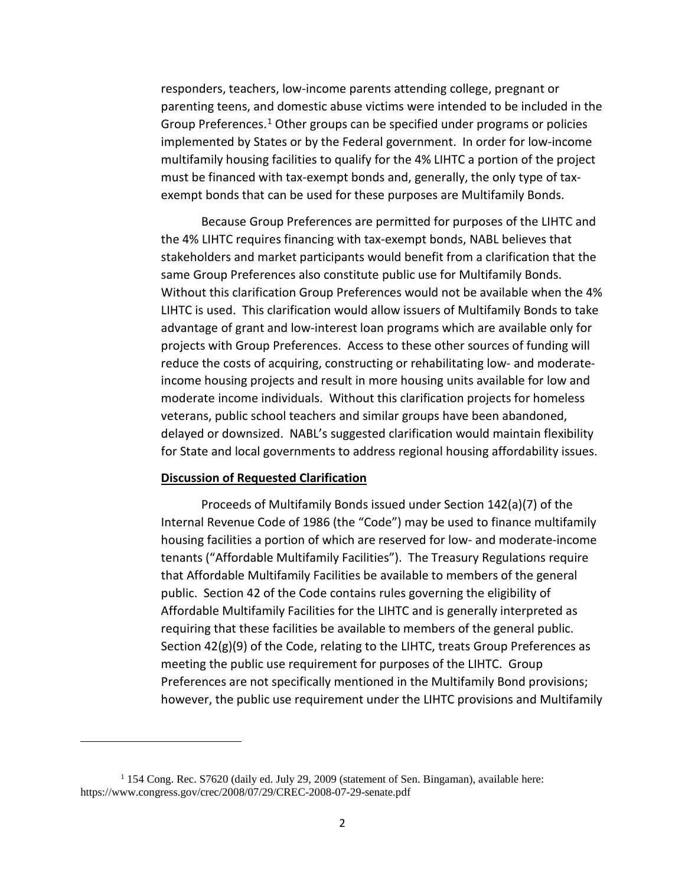responders, teachers, low-income parents attending college, pregnant or parenting teens, and domestic abuse victims were intended to be included in the Group Preferences.[1] Other groups can be specified under programs or policies implemented by States or by the Federal government. In order for low-income multifamily housing facilities to qualify for the 4% LIHTC a portion of the project must be financed with tax-exempt bonds and, generally, the only type of tax-exempt bonds that can be used for these purposes are Multifamily Bonds.

Because Group Preferences are permitted for purposes of the LIHTC and the 4% LIHTC requires financing with tax-exempt bonds, NABL believes that stakeholders and market participants would benefit from a clarification that the same Group Preferences also constitute public use for Multifamily Bonds. Without this clarification Group Preferences would not be available when the 4% LIHTC is used. This clarification would allow issuers of Multifamily Bonds to take advantage of grant and low-interest loan programs which are available only for projects with Group Preferences. Access to these other sources of funding will reduce the costs of acquiring, constructing or rehabilitating low- and moderate-income housing projects and result in more housing units available for low and moderate income individuals. Without this clarification projects for homeless veterans, public school teachers and similar groups have been abandoned, delayed or downsized. NABL's suggested clarification would maintain flexibility for State and local governments to address regional housing affordability issues.

**Discussion of Requested Clarification**

Proceeds of Multifamily Bonds issued under Section 142(a)(7) of the Internal Revenue Code of 1986 (the "Code") may be used to finance multifamily housing facilities a portion of which are reserved for low- and moderate-income tenants ("Affordable Multifamily Facilities"). The Treasury Regulations require that Affordable Multifamily Facilities be available to members of the general public. Section 42 of the Code contains rules governing the eligibility of Affordable Multifamily Facilities for the LIHTC and is generally interpreted as requiring that these facilities be available to members of the general public. Section 42(g)(9) of the Code, relating to the LIHTC, treats Group Preferences as meeting the public use requirement for purposes of the LIHTC. Group Preferences are not specifically mentioned in the Multifamily Bond provisions; however, the public use requirement under the LIHTC provisions and Multifamily

[1] 154 Cong. Rec. S7620 (daily ed. July 29, 2009 (statement of Sen. Bingaman), available here: https://www.congress.gov/crec/2008/07/29/CREC-2008-07-29-senate.pdf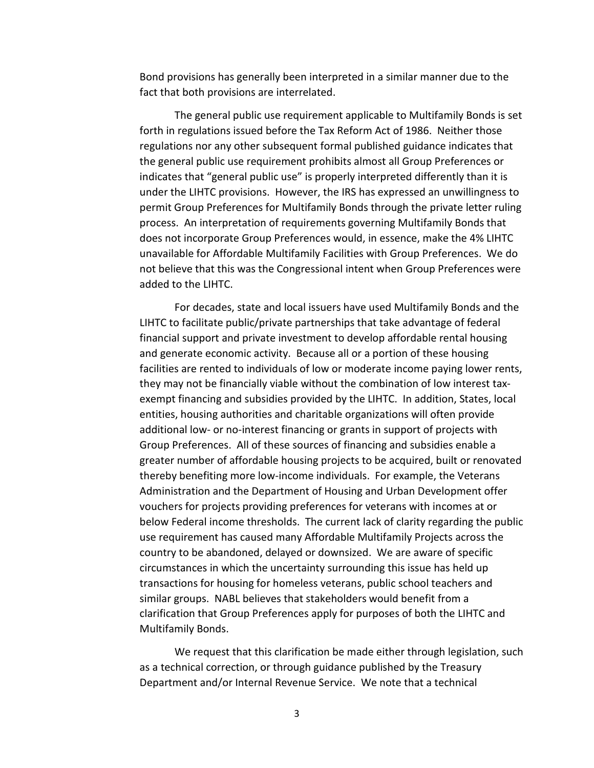Bond provisions has generally been interpreted in a similar manner due to the fact that both provisions are interrelated.

The general public use requirement applicable to Multifamily Bonds is set forth in regulations issued before the Tax Reform Act of 1986. Neither those regulations nor any other subsequent formal published guidance indicates that the general public use requirement prohibits almost all Group Preferences or indicates that "general public use" is properly interpreted differently than it is under the LIHTC provisions. However, the IRS has expressed an unwillingness to permit Group Preferences for Multifamily Bonds through the private letter ruling process. An interpretation of requirements governing Multifamily Bonds that does not incorporate Group Preferences would, in essence, make the 4% LIHTC unavailable for Affordable Multifamily Facilities with Group Preferences. We do not believe that this was the Congressional intent when Group Preferences were added to the LIHTC.

For decades, state and local issuers have used Multifamily Bonds and the LIHTC to facilitate public/private partnerships that take advantage of federal financial support and private investment to develop affordable rental housing and generate economic activity. Because all or a portion of these housing facilities are rented to individuals of low or moderate income paying lower rents, they may not be financially viable without the combination of low interest tax-exempt financing and subsidies provided by the LIHTC. In addition, States, local entities, housing authorities and charitable organizations will often provide additional low- or no-interest financing or grants in support of projects with Group Preferences. All of these sources of financing and subsidies enable a greater number of affordable housing projects to be acquired, built or renovated thereby benefiting more low-income individuals. For example, the Veterans Administration and the Department of Housing and Urban Development offer vouchers for projects providing preferences for veterans with incomes at or below Federal income thresholds. The current lack of clarity regarding the public use requirement has caused many Affordable Multifamily Projects across the country to be abandoned, delayed or downsized. We are aware of specific circumstances in which the uncertainty surrounding this issue has held up transactions for housing for homeless veterans, public school teachers and similar groups. NABL believes that stakeholders would benefit from a clarification that Group Preferences apply for purposes of both the LIHTC and Multifamily Bonds.

We request that this clarification be made either through legislation, such as a technical correction, or through guidance published by the Treasury Department and/or Internal Revenue Service. We note that a technical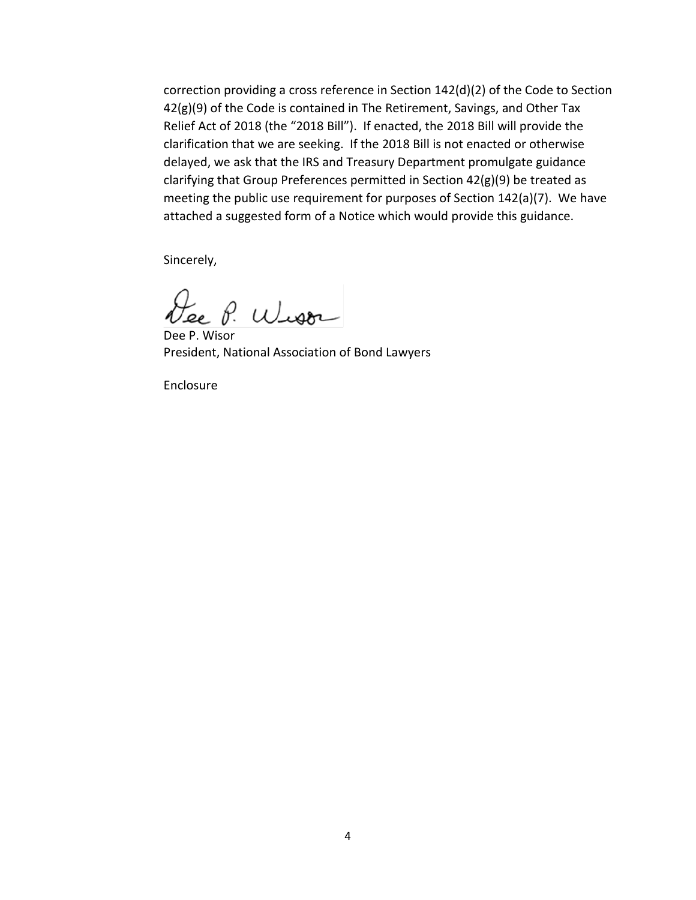correction providing a cross reference in Section 142(d)(2) of the Code to Section 42(g)(9) of the Code is contained in The Retirement, Savings, and Other Tax Relief Act of 2018 (the "2018 Bill"). If enacted, the 2018 Bill will provide the clarification that we are seeking. If the 2018 Bill is not enacted or otherwise delayed, we ask that the IRS and Treasury Department promulgate guidance clarifying that Group Preferences permitted in Section 42(g)(9) be treated as meeting the public use requirement for purposes of Section 142(a)(7). We have attached a suggested form of a Notice which would provide this guidance.

Sincerely,

Dee P. Wisor
President, National Association of Bond Lawyers

Enclosure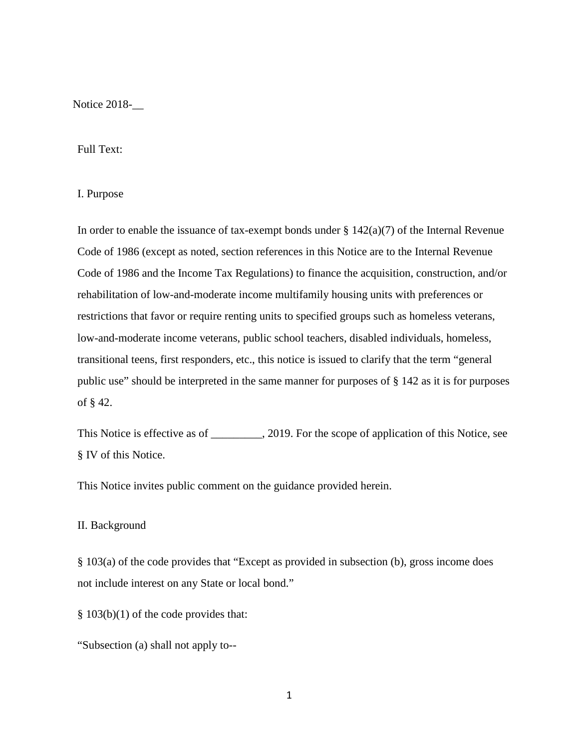Notice 2018-__

Full Text:

## I. Purpose

In order to enable the issuance of tax-exempt bonds under § 142(a)(7) of the Internal Revenue Code of 1986 (except as noted, section references in this Notice are to the Internal Revenue Code of 1986 and the Income Tax Regulations) to finance the acquisition, construction, and/or rehabilitation of low-and-moderate income multifamily housing units with preferences or restrictions that favor or require renting units to specified groups such as homeless veterans, low-and-moderate income veterans, public school teachers, disabled individuals, homeless, transitional teens, first responders, etc., this notice is issued to clarify that the term "general public use" should be interpreted in the same manner for purposes of § 142 as it is for purposes of § 42.

This Notice is effective as of _________, 2019. For the scope of application of this Notice, see § IV of this Notice.

This Notice invites public comment on the guidance provided herein.

## II. Background

§ 103(a) of the code provides that "Except as provided in subsection (b), gross income does not include interest on any State or local bond."

§ 103(b)(1) of the code provides that:

"Subsection (a) shall not apply to--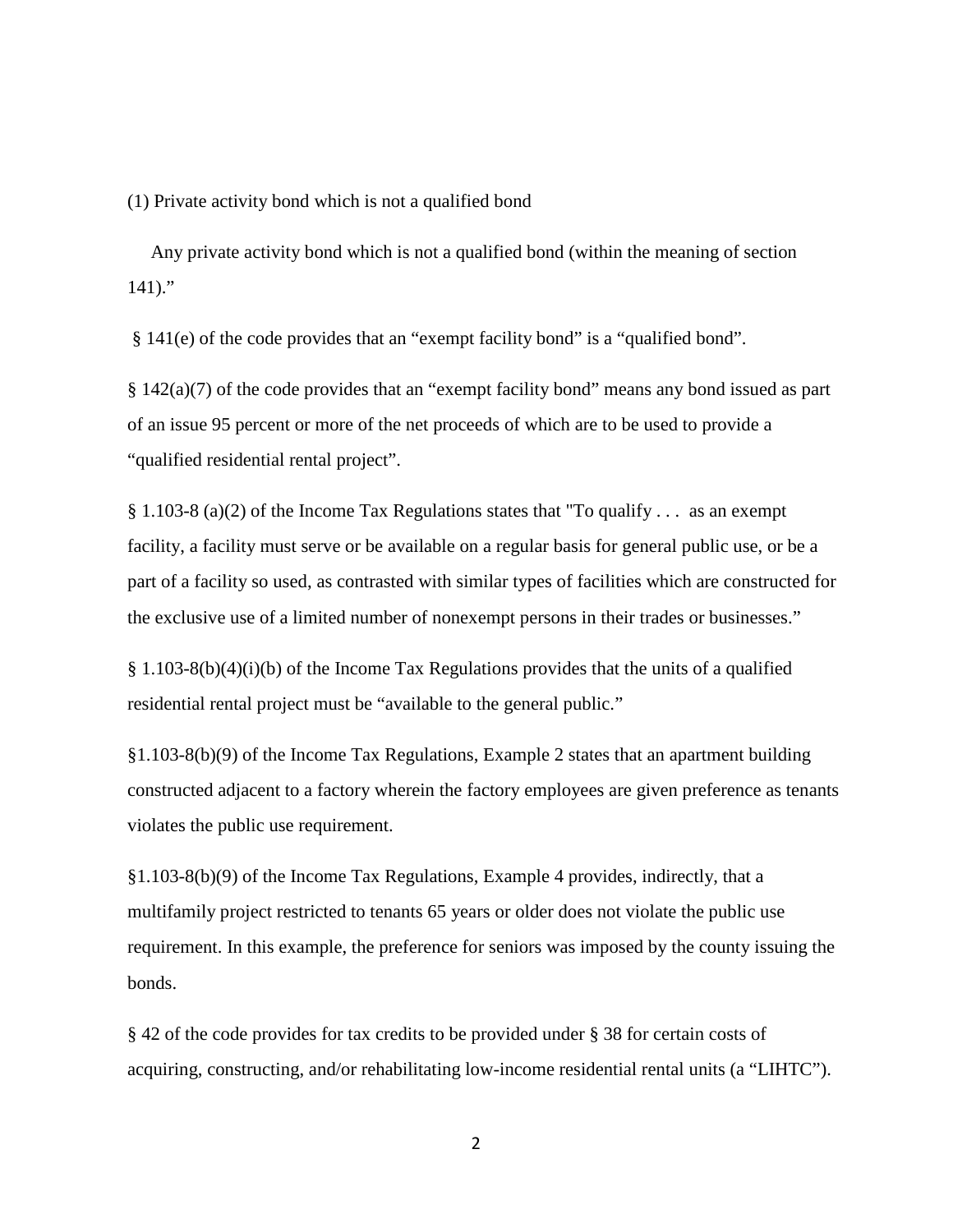(1) Private activity bond which is not a qualified bond

Any private activity bond which is not a qualified bond (within the meaning of section 141)."

§ 141(e) of the code provides that an "exempt facility bond" is a "qualified bond".

§ 142(a)(7) of the code provides that an "exempt facility bond" means any bond issued as part of an issue 95 percent or more of the net proceeds of which are to be used to provide a "qualified residential rental project".

§ 1.103-8 (a)(2) of the Income Tax Regulations states that "To qualify . . . as an exempt facility, a facility must serve or be available on a regular basis for general public use, or be a part of a facility so used, as contrasted with similar types of facilities which are constructed for the exclusive use of a limited number of nonexempt persons in their trades or businesses."

§ 1.103-8(b)(4)(i)(b) of the Income Tax Regulations provides that the units of a qualified residential rental project must be "available to the general public."

§1.103-8(b)(9) of the Income Tax Regulations, Example 2 states that an apartment building constructed adjacent to a factory wherein the factory employees are given preference as tenants violates the public use requirement.

§1.103-8(b)(9) of the Income Tax Regulations, Example 4 provides, indirectly, that a multifamily project restricted to tenants 65 years or older does not violate the public use requirement. In this example, the preference for seniors was imposed by the county issuing the bonds.

§ 42 of the code provides for tax credits to be provided under § 38 for certain costs of acquiring, constructing, and/or rehabilitating low-income residential rental units (a "LIHTC").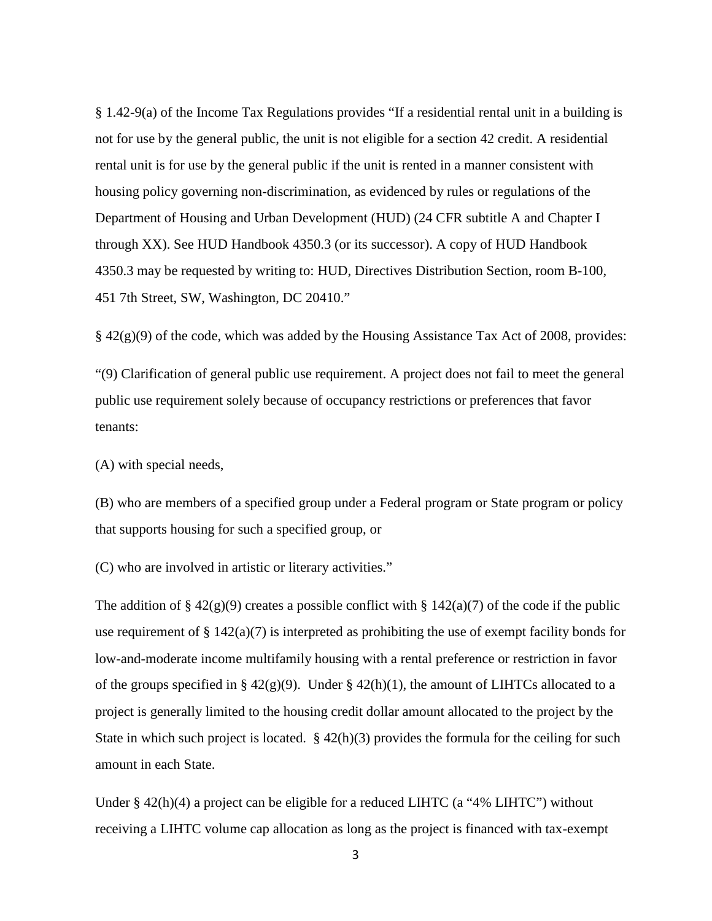§ 1.42-9(a) of the Income Tax Regulations provides "If a residential rental unit in a building is not for use by the general public, the unit is not eligible for a section 42 credit. A residential rental unit is for use by the general public if the unit is rented in a manner consistent with housing policy governing non-discrimination, as evidenced by rules or regulations of the Department of Housing and Urban Development (HUD) (24 CFR subtitle A and Chapter I through XX). See HUD Handbook 4350.3 (or its successor). A copy of HUD Handbook 4350.3 may be requested by writing to: HUD, Directives Distribution Section, room B-100, 451 7th Street, SW, Washington, DC 20410."

§ 42(g)(9) of the code, which was added by the Housing Assistance Tax Act of 2008, provides:

"(9) Clarification of general public use requirement. A project does not fail to meet the general public use requirement solely because of occupancy restrictions or preferences that favor tenants:

(A) with special needs,

(B) who are members of a specified group under a Federal program or State program or policy that supports housing for such a specified group, or

(C) who are involved in artistic or literary activities."

The addition of § 42(g)(9) creates a possible conflict with § 142(a)(7) of the code if the public use requirement of § 142(a)(7) is interpreted as prohibiting the use of exempt facility bonds for low-and-moderate income multifamily housing with a rental preference or restriction in favor of the groups specified in § 42(g)(9). Under § 42(h)(1), the amount of LIHTCs allocated to a project is generally limited to the housing credit dollar amount allocated to the project by the State in which such project is located. § 42(h)(3) provides the formula for the ceiling for such amount in each State.

Under § 42(h)(4) a project can be eligible for a reduced LIHTC (a "4% LIHTC") without receiving a LIHTC volume cap allocation as long as the project is financed with tax-exempt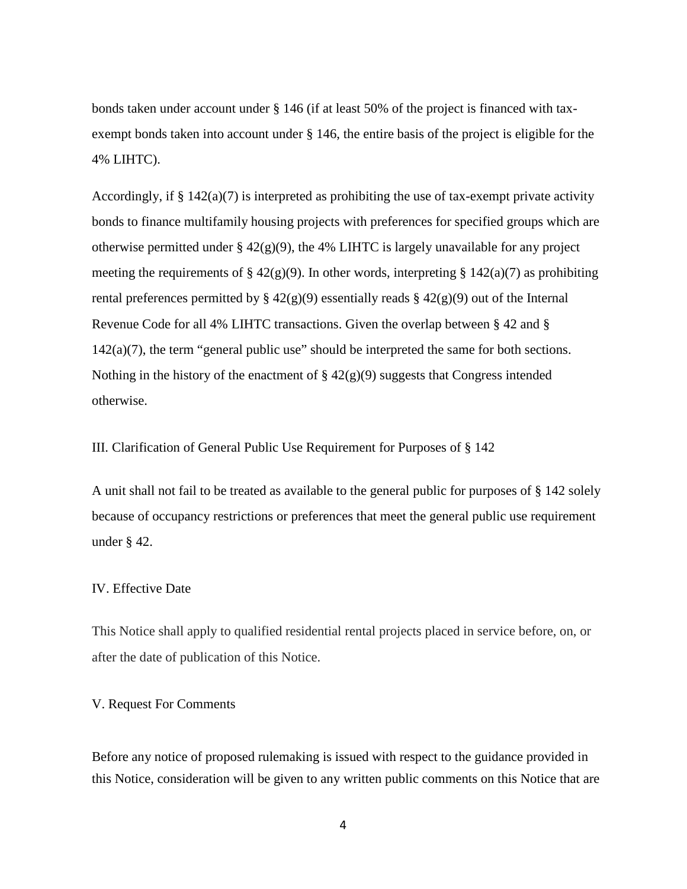bonds taken under account under § 146 (if at least 50% of the project is financed with tax-exempt bonds taken into account under § 146, the entire basis of the project is eligible for the 4% LIHTC).

Accordingly, if § 142(a)(7) is interpreted as prohibiting the use of tax-exempt private activity bonds to finance multifamily housing projects with preferences for specified groups which are otherwise permitted under § 42(g)(9), the 4% LIHTC is largely unavailable for any project meeting the requirements of § 42(g)(9). In other words, interpreting § 142(a)(7) as prohibiting rental preferences permitted by § 42(g)(9) essentially reads § 42(g)(9) out of the Internal Revenue Code for all 4% LIHTC transactions. Given the overlap between § 42 and § 142(a)(7), the term "general public use" should be interpreted the same for both sections. Nothing in the history of the enactment of § 42(g)(9) suggests that Congress intended otherwise.

## III. Clarification of General Public Use Requirement for Purposes of § 142

A unit shall not fail to be treated as available to the general public for purposes of § 142 solely because of occupancy restrictions or preferences that meet the general public use requirement under § 42.

## IV. Effective Date

This Notice shall apply to qualified residential rental projects placed in service before, on, or after the date of publication of this Notice.

## V. Request For Comments

Before any notice of proposed rulemaking is issued with respect to the guidance provided in this Notice, consideration will be given to any written public comments on this Notice that are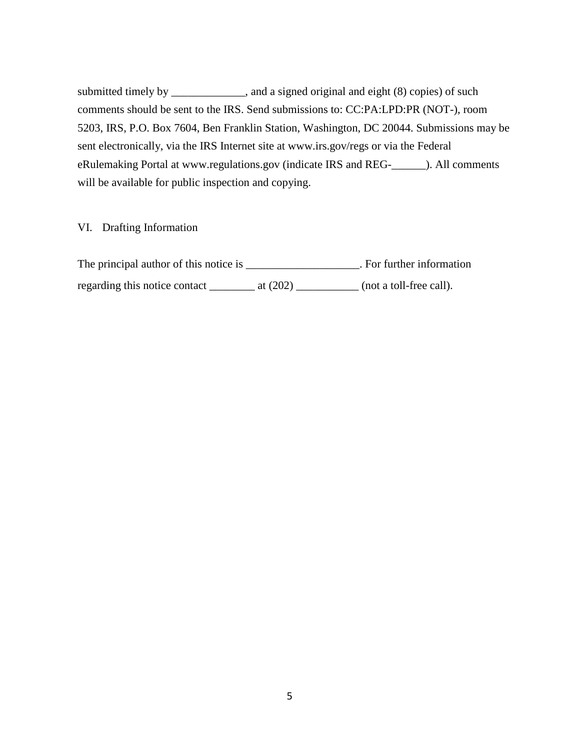submitted timely by _____________, and a signed original and eight (8) copies) of such comments should be sent to the IRS. Send submissions to: CC:PA:LPD:PR (NOT-), room 5203, IRS, P.O. Box 7604, Ben Franklin Station, Washington, DC 20044. Submissions may be sent electronically, via the IRS Internet site at www.irs.gov/regs or via the Federal eRulemaking Portal at www.regulations.gov (indicate IRS and REG-______). All comments will be available for public inspection and copying.

## VI. Drafting Information

The principal author of this notice is ____________________. For further information regarding this notice contact ________ at (202) ___________ (not a toll-free call).